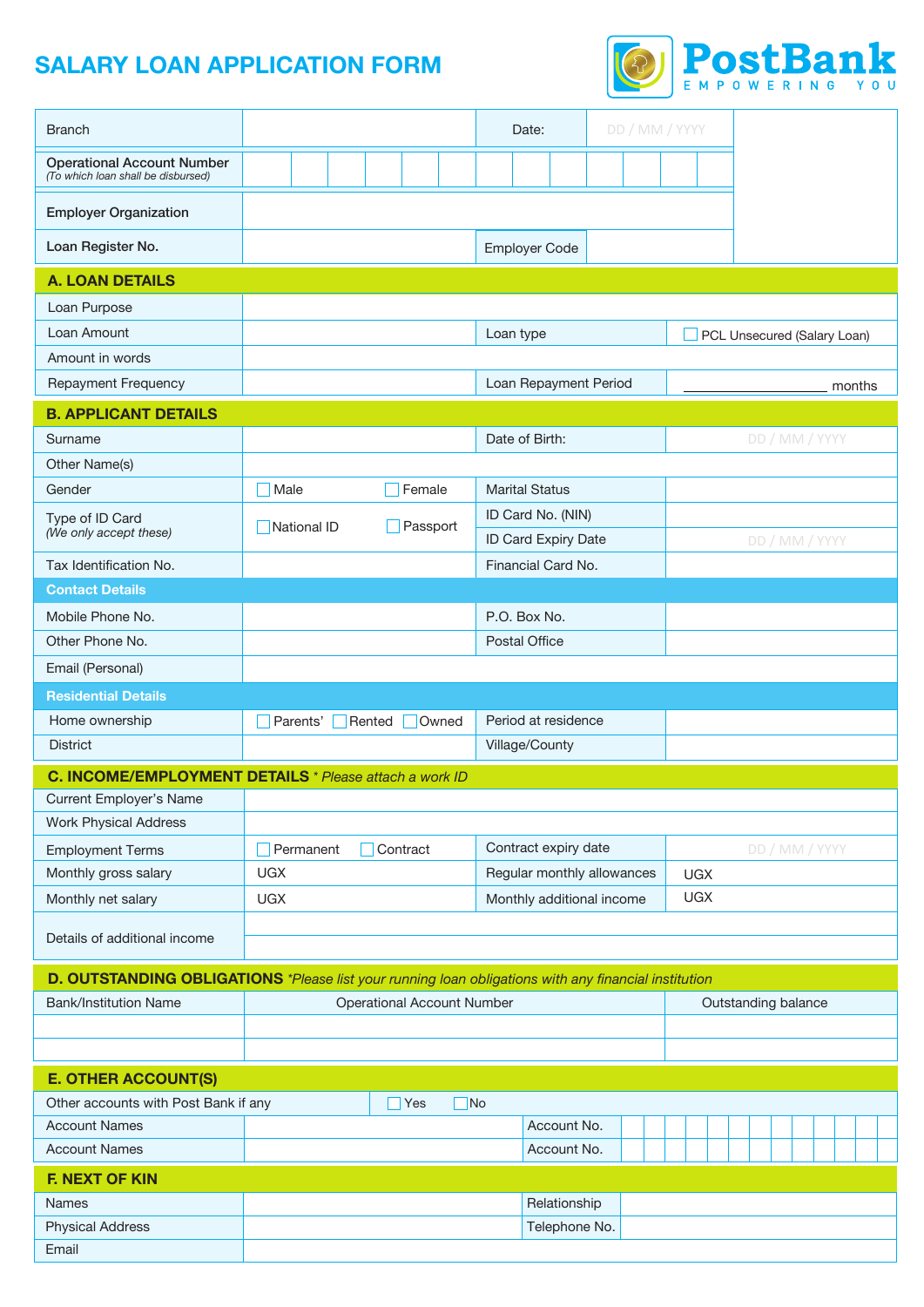# SALARY LOAN APPLICATION FORM

**PostBank** EMPOWERING YOU

| Branch | | Date: | DD / MM / YYYY |
|---|---|---|---|
| Operational Account Number *(To which loan shall be disbursed)* | | | |
| Employer Organization | | | |
| Loan Register No. | | Employer Code | |

## A. LOAN DETAILS

| | | | |
|---|---|---|---|
| Loan Purpose | | | |
| Loan Amount | | Loan type | ☐ PCL Unsecured (Salary Loan) |
| Amount in words | | | |
| Repayment Frequency | | Loan Repayment Period | ________________ months |

## B. APPLICANT DETAILS

| | | | |
|---|---|---|---|
| Surname | | Date of Birth: | DD / MM / YYYY |
| Other Name(s) | | | |
| Gender | ☐ Male ☐ Female | Marital Status | |
| Type of ID Card *(We only accept these)* | ☐ National ID ☐ Passport | ID Card No. (NIN) | |
| | | ID Card Expiry Date | DD / MM / YYYY |
| Tax Identification No. | | Financial Card No. | |

### Contact Details

| | | | |
|---|---|---|---|
| Mobile Phone No. | | P.O. Box No. | |
| Other Phone No. | | Postal Office | |
| Email (Personal) | | | |

### Residential Details

| | | | |
|---|---|---|---|
| Home ownership | ☐ Parents' ☐ Rented ☐ Owned | Period at residence | |
| District | | Village/County | |

## C. INCOME/EMPLOYMENT DETAILS *\* Please attach a work ID*

| | | | |
|---|---|---|---|
| Current Employer's Name | | | |
| Work Physical Address | | | |
| Employment Terms | ☐ Permanent ☐ Contract | Contract expiry date | DD / MM / YYYY |
| Monthly gross salary | UGX | Regular monthly allowances | UGX |
| Monthly net salary | UGX | Monthly additional income | UGX |
| Details of additional income | | | |

## D. OUTSTANDING OBLIGATIONS *\*Please list your running loan obligations with any financial institution*

| Bank/Institution Name | Operational Account Number | Outstanding balance |
|---|---|---|
| | | |
| | | |

## E. OTHER ACCOUNT(S)

| | | | |
|---|---|---|---|
| Other accounts with Post Bank if any | ☐ Yes ☐ No | | |
| Account Names | | Account No. | |
| Account Names | | Account No. | |

## F. NEXT OF KIN

| | | | |
|---|---|---|---|
| Names | | Relationship | |
| Physical Address | | Telephone No. | |
| Email | | | |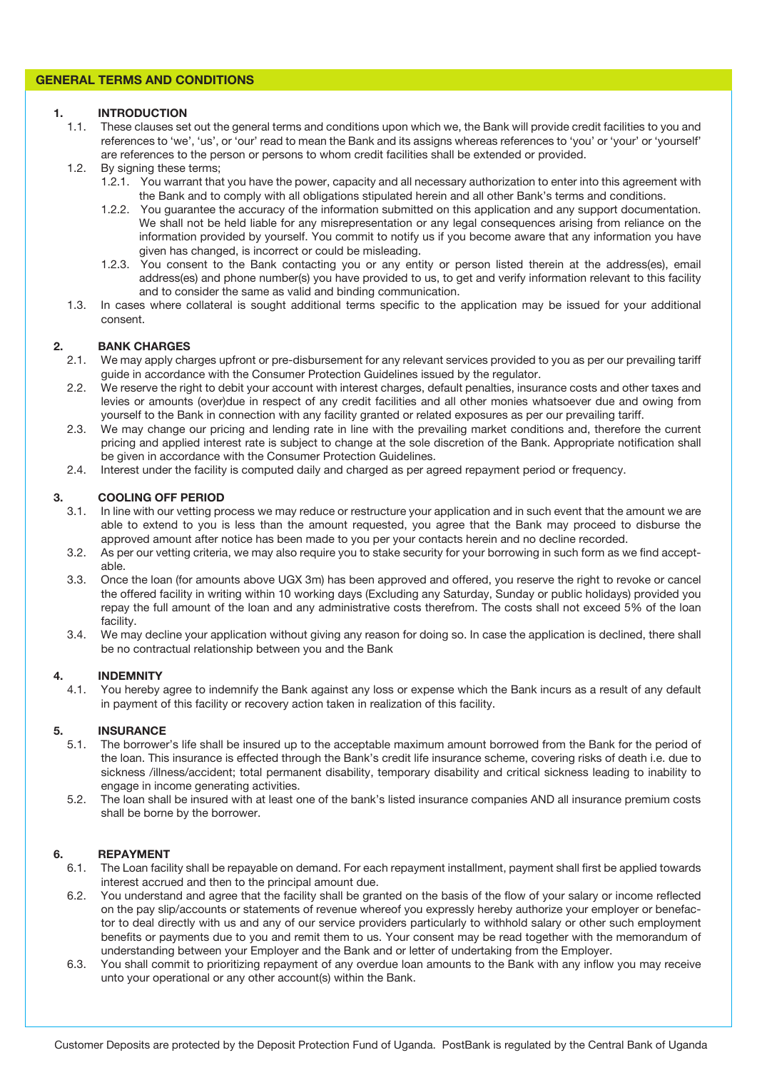## GENERAL TERMS AND CONDITIONS

### 1. INTRODUCTION

1.1. These clauses set out the general terms and conditions upon which we, the Bank will provide credit facilities to you and references to 'we', 'us', or 'our' read to mean the Bank and its assigns whereas references to 'you' or 'your' or 'yourself' are references to the person or persons to whom credit facilities shall be extended or provided.

1.2. By signing these terms;

1.2.1. You warrant that you have the power, capacity and all necessary authorization to enter into this agreement with the Bank and to comply with all obligations stipulated herein and all other Bank's terms and conditions.

1.2.2. You guarantee the accuracy of the information submitted on this application and any support documentation. We shall not be held liable for any misrepresentation or any legal consequences arising from reliance on the information provided by yourself. You commit to notify us if you become aware that any information you have given has changed, is incorrect or could be misleading.

1.2.3. You consent to the Bank contacting you or any entity or person listed therein at the address(es), email address(es) and phone number(s) you have provided to us, to get and verify information relevant to this facility and to consider the same as valid and binding communication.

1.3. In cases where collateral is sought additional terms specific to the application may be issued for your additional consent.

### 2. BANK CHARGES

2.1. We may apply charges upfront or pre-disbursement for any relevant services provided to you as per our prevailing tariff guide in accordance with the Consumer Protection Guidelines issued by the regulator.

2.2. We reserve the right to debit your account with interest charges, default penalties, insurance costs and other taxes and levies or amounts (over)due in respect of any credit facilities and all other monies whatsoever due and owing from yourself to the Bank in connection with any facility granted or related exposures as per our prevailing tariff.

2.3. We may change our pricing and lending rate in line with the prevailing market conditions and, therefore the current pricing and applied interest rate is subject to change at the sole discretion of the Bank. Appropriate notification shall be given in accordance with the Consumer Protection Guidelines.

2.4. Interest under the facility is computed daily and charged as per agreed repayment period or frequency.

### 3. COOLING OFF PERIOD

3.1. In line with our vetting process we may reduce or restructure your application and in such event that the amount we are able to extend to you is less than the amount requested, you agree that the Bank may proceed to disburse the approved amount after notice has been made to you per your contacts herein and no decline recorded.

3.2. As per our vetting criteria, we may also require you to stake security for your borrowing in such form as we find acceptable.

3.3. Once the loan (for amounts above UGX 3m) has been approved and offered, you reserve the right to revoke or cancel the offered facility in writing within 10 working days (Excluding any Saturday, Sunday or public holidays) provided you repay the full amount of the loan and any administrative costs therefrom. The costs shall not exceed 5% of the loan facility.

3.4. We may decline your application without giving any reason for doing so. In case the application is declined, there shall be no contractual relationship between you and the Bank

### 4. INDEMNITY

4.1. You hereby agree to indemnify the Bank against any loss or expense which the Bank incurs as a result of any default in payment of this facility or recovery action taken in realization of this facility.

### 5. INSURANCE

5.1. The borrower's life shall be insured up to the acceptable maximum amount borrowed from the Bank for the period of the loan. This insurance is effected through the Bank's credit life insurance scheme, covering risks of death i.e. due to sickness /illness/accident; total permanent disability, temporary disability and critical sickness leading to inability to engage in income generating activities.

5.2. The loan shall be insured with at least one of the bank's listed insurance companies AND all insurance premium costs shall be borne by the borrower.

### 6. REPAYMENT

6.1. The Loan facility shall be repayable on demand. For each repayment installment, payment shall first be applied towards interest accrued and then to the principal amount due.

6.2. You understand and agree that the facility shall be granted on the basis of the flow of your salary or income reflected on the pay slip/accounts or statements of revenue whereof you expressly hereby authorize your employer or benefactor to deal directly with us and any of our service providers particularly to withhold salary or other such employment benefits or payments due to you and remit them to us. Your consent may be read together with the memorandum of understanding between your Employer and the Bank and or letter of undertaking from the Employer.

6.3. You shall commit to prioritizing repayment of any overdue loan amounts to the Bank with any inflow you may receive unto your operational or any other account(s) within the Bank.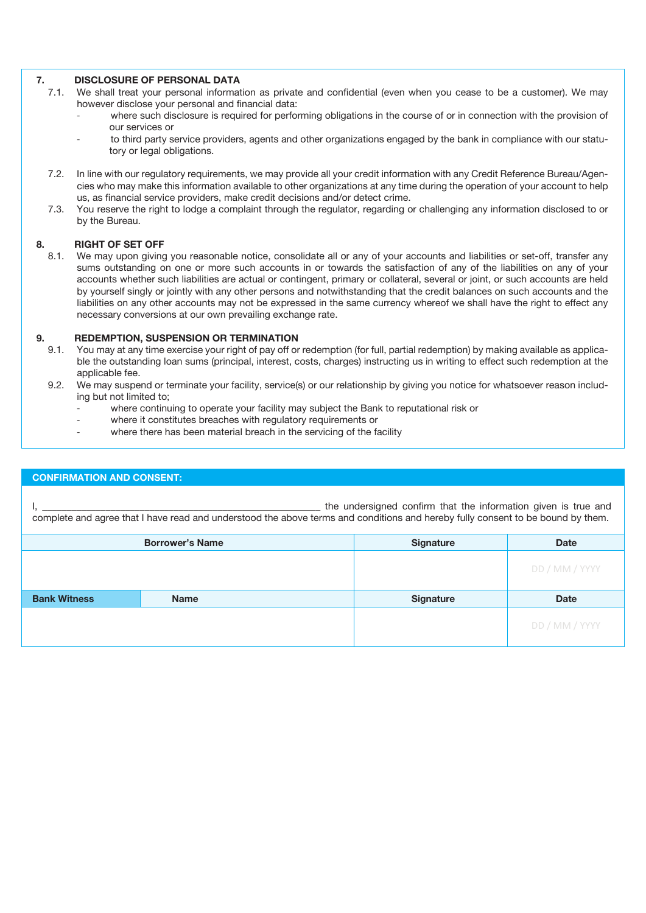## 7. DISCLOSURE OF PERSONAL DATA

7.1. We shall treat your personal information as private and confidential (even when you cease to be a customer). We may however disclose your personal and financial data:

- where such disclosure is required for performing obligations in the course of or in connection with the provision of our services or
- to third party service providers, agents and other organizations engaged by the bank in compliance with our statutory or legal obligations.

7.2. In line with our regulatory requirements, we may provide all your credit information with any Credit Reference Bureau/Agencies who may make this information available to other organizations at any time during the operation of your account to help us, as financial service providers, make credit decisions and/or detect crime.

7.3. You reserve the right to lodge a complaint through the regulator, regarding or challenging any information disclosed to or by the Bureau.

## 8. RIGHT OF SET OFF

8.1. We may upon giving you reasonable notice, consolidate all or any of your accounts and liabilities or set-off, transfer any sums outstanding on one or more such accounts in or towards the satisfaction of any of the liabilities on any of your accounts whether such liabilities are actual or contingent, primary or collateral, several or joint, or such accounts are held by yourself singly or jointly with any other persons and notwithstanding that the credit balances on such accounts and the liabilities on any other accounts may not be expressed in the same currency whereof we shall have the right to effect any necessary conversions at our own prevailing exchange rate.

## 9. REDEMPTION, SUSPENSION OR TERMINATION

9.1. You may at any time exercise your right of pay off or redemption (for full, partial redemption) by making available as applicable the outstanding loan sums (principal, interest, costs, charges) instructing us in writing to effect such redemption at the applicable fee.

9.2. We may suspend or terminate your facility, service(s) or our relationship by giving you notice for whatsoever reason including but not limited to;

- where continuing to operate your facility may subject the Bank to reputational risk or
- where it constitutes breaches with regulatory requirements or
- where there has been material breach in the servicing of the facility

## CONFIRMATION AND CONSENT:

I, ______________________________________________ the undersigned confirm that the information given is true and complete and agree that I have read and understood the above terms and conditions and hereby fully consent to be bound by them.

| Borrower's Name | | Signature | Date |
|---|---|---|---|
| | | | DD / MM / YYYY |
| **Bank Witness** | **Name** | **Signature** | **Date** |
| | | | DD / MM / YYYY |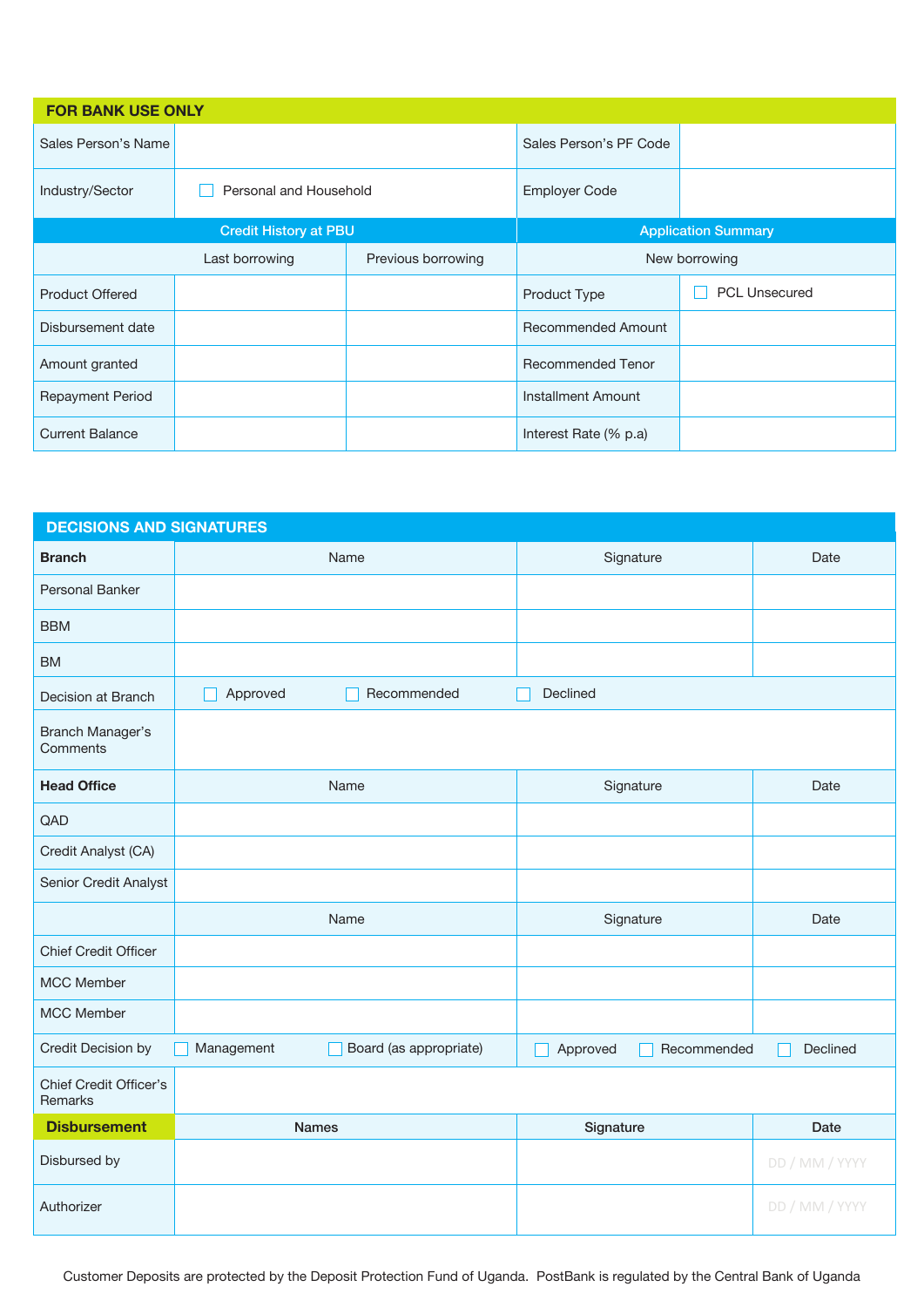## FOR BANK USE ONLY

| | | | |
|---|---|---|---|
| Sales Person's Name | | Sales Person's PF Code | |
| Industry/Sector | ☐ Personal and Household | Employer Code | |

| Credit History at PBU | | | Application Summary | |
|---|---|---|---|---|
| | Last borrowing | Previous borrowing | New borrowing | |
| Product Offered | | | Product Type | ☐ PCL Unsecured |
| Disbursement date | | | Recommended Amount | |
| Amount granted | | | Recommended Tenor | |
| Repayment Period | | | Installment Amount | |
| Current Balance | | | Interest Rate (% p.a) | |

## DECISIONS AND SIGNATURES

| **Branch** | Name | Signature | Date |
|---|---|---|---|
| Personal Banker | | | |
| BBM | | | |
| BM | | | |
| Decision at Branch | ☐ Approved ☐ Recommended ☐ Declined | | |
| Branch Manager's Comments | | | |
| **Head Office** | Name | Signature | Date |
| QAD | | | |
| Credit Analyst (CA) | | | |
| Senior Credit Analyst | | | |
| | Name | Signature | Date |
| Chief Credit Officer | | | |
| MCC Member | | | |
| MCC Member | | | |
| Credit Decision by | ☐ Management ☐ Board (as appropriate) | ☐ Approved ☐ Recommended ☐ Declined | |
| Chief Credit Officer's Remarks | | | |
| **Disbursement** | Names | Signature | Date |
| Disbursed by | | | DD / MM / YYYY |
| Authorizer | | | DD / MM / YYYY |

Customer Deposits are protected by the Deposit Protection Fund of Uganda. PostBank is regulated by the Central Bank of Uganda